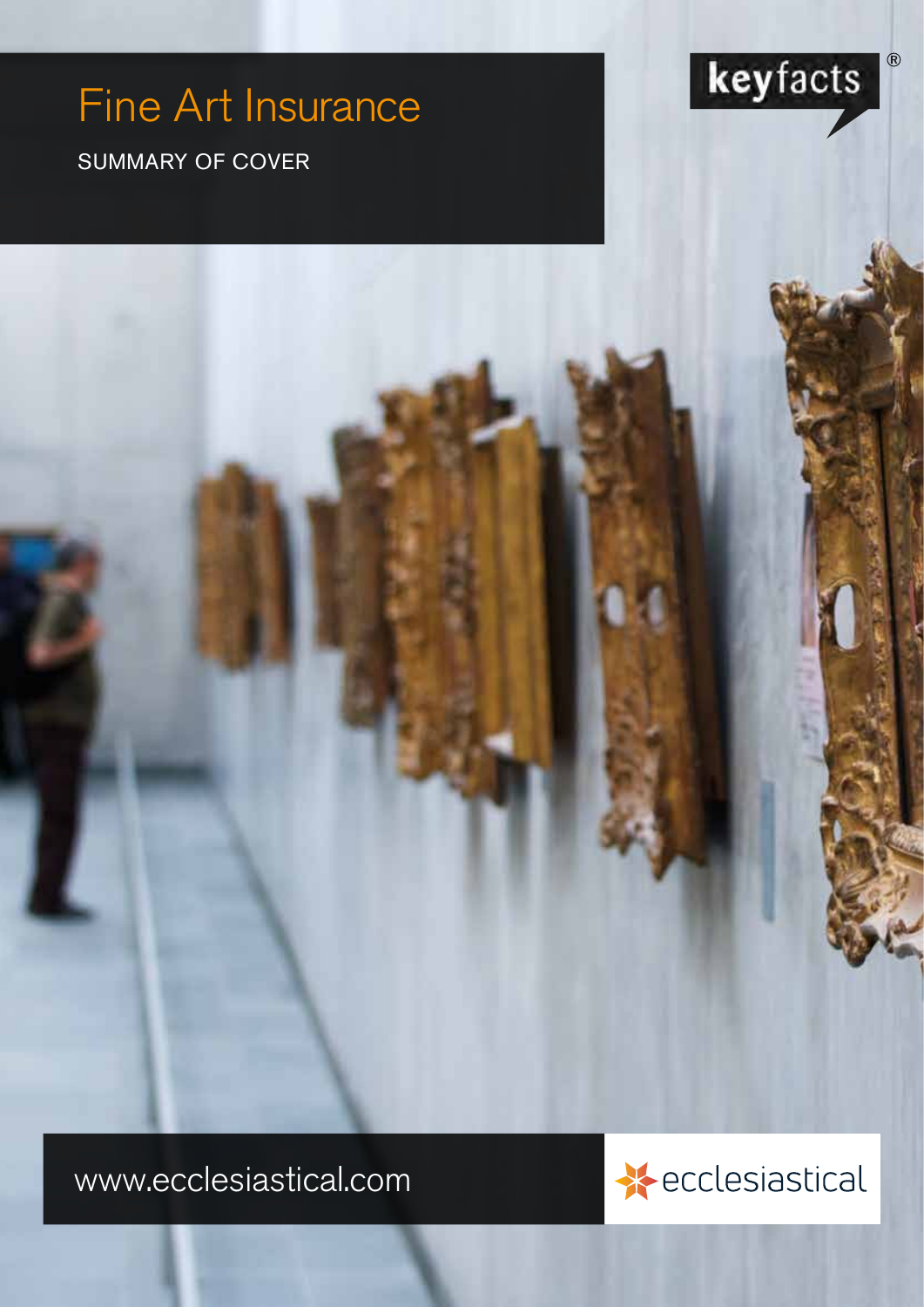# Fine Art Insurance

SUMMARY OF COVER

keyfacts®

www.ecclesiastical.com

ecclesiastical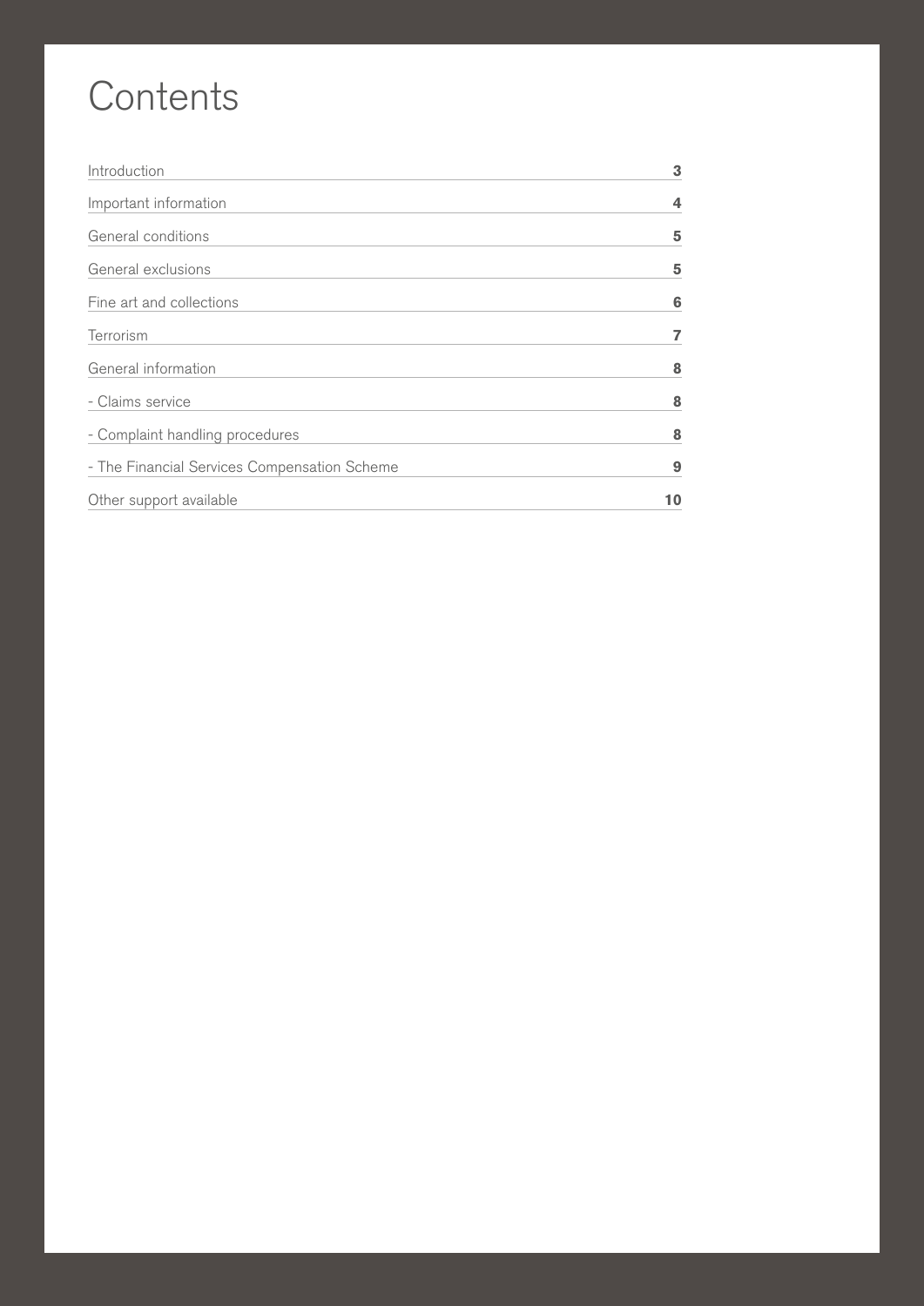# Contents

| | |
|---|---|
| Introduction | **3** |
| Important information | **4** |
| General conditions | **5** |
| General exclusions | **5** |
| Fine art and collections | **6** |
| Terrorism | **7** |
| General information | **8** |
| - Claims service | **8** |
| - Complaint handling procedures | **8** |
| - The Financial Services Compensation Scheme | **9** |
| Other support available | **10** |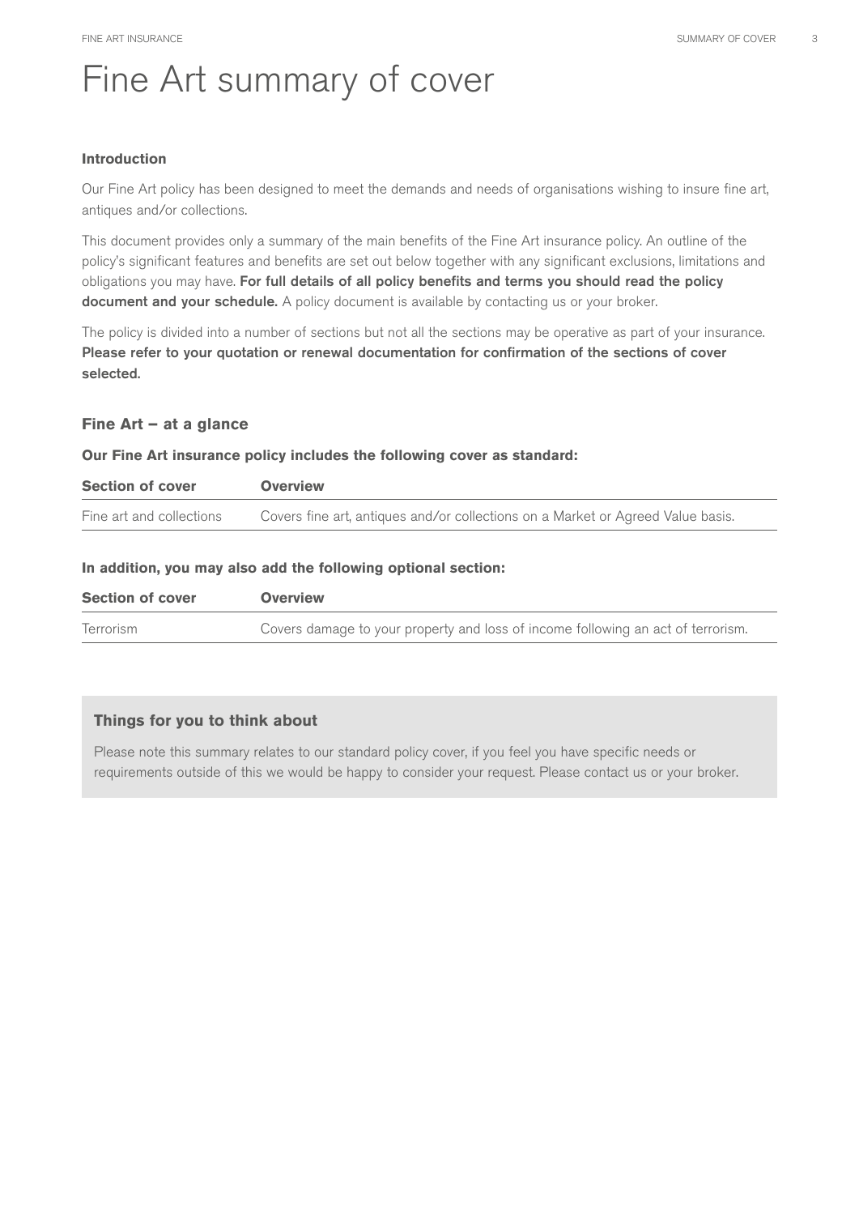# Fine Art summary of cover

### Introduction

Our Fine Art policy has been designed to meet the demands and needs of organisations wishing to insure fine art, antiques and/or collections.

This document provides only a summary of the main benefits of the Fine Art insurance policy. An outline of the policy's significant features and benefits are set out below together with any significant exclusions, limitations and obligations you may have. **For full details of all policy benefits and terms you should read the policy document and your schedule.** A policy document is available by contacting us or your broker.

The policy is divided into a number of sections but not all the sections may be operative as part of your insurance. **Please refer to your quotation or renewal documentation for confirmation of the sections of cover selected.**

## Fine Art – at a glance

**Our Fine Art insurance policy includes the following cover as standard:**

| Section of cover | Overview |
| --- | --- |
| Fine art and collections | Covers fine art, antiques and/or collections on a Market or Agreed Value basis. |

**In addition, you may also add the following optional section:**

| Section of cover | Overview |
| --- | --- |
| Terrorism | Covers damage to your property and loss of income following an act of terrorism. |

### Things for you to think about

Please note this summary relates to our standard policy cover, if you feel you have specific needs or requirements outside of this we would be happy to consider your request. Please contact us or your broker.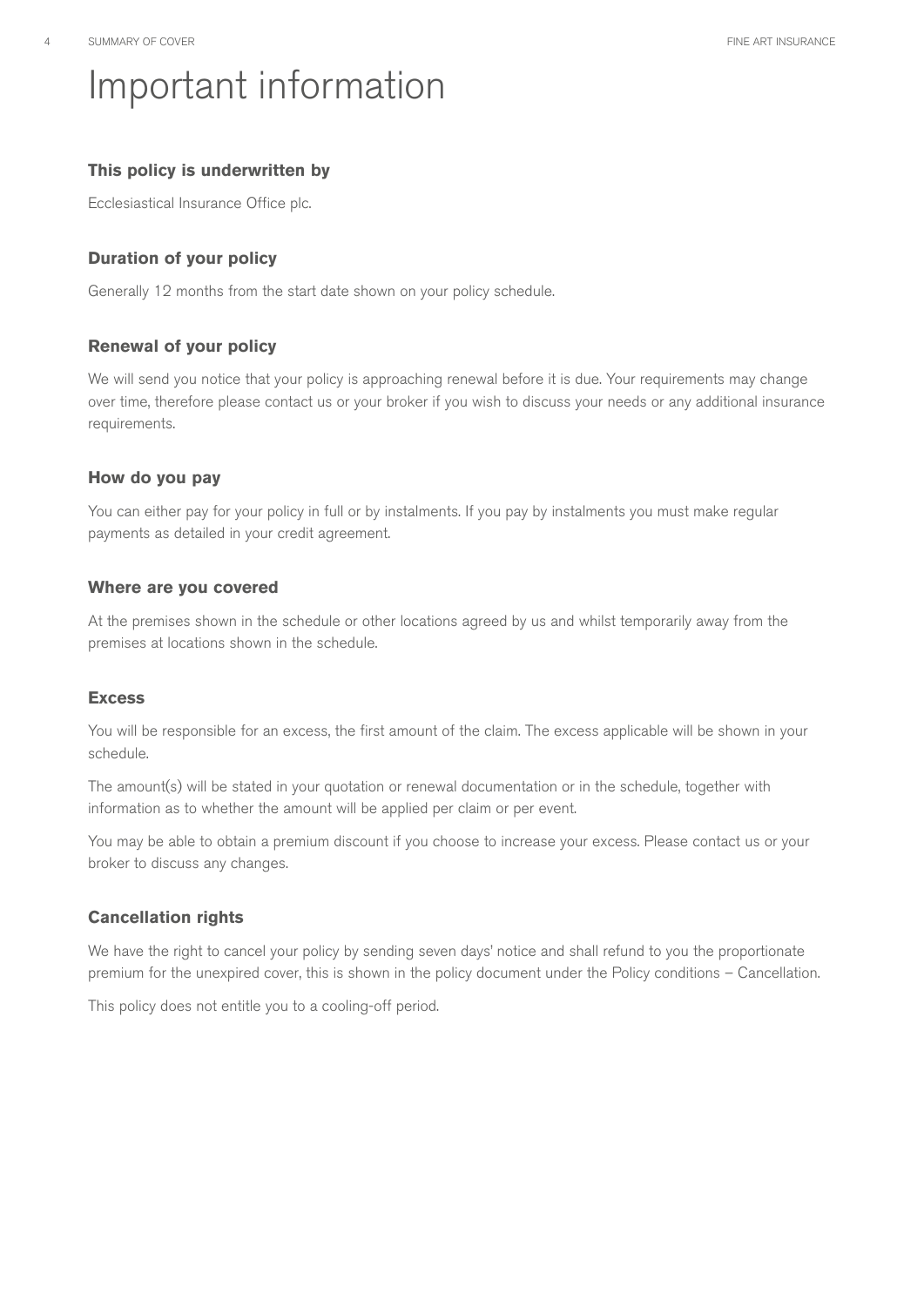# Important information

### This policy is underwritten by

Ecclesiastical Insurance Office plc.

### Duration of your policy

Generally 12 months from the start date shown on your policy schedule.

### Renewal of your policy

We will send you notice that your policy is approaching renewal before it is due. Your requirements may change over time, therefore please contact us or your broker if you wish to discuss your needs or any additional insurance requirements.

### How do you pay

You can either pay for your policy in full or by instalments. If you pay by instalments you must make regular payments as detailed in your credit agreement.

### Where are you covered

At the premises shown in the schedule or other locations agreed by us and whilst temporarily away from the premises at locations shown in the schedule.

### Excess

You will be responsible for an excess, the first amount of the claim. The excess applicable will be shown in your schedule.

The amount(s) will be stated in your quotation or renewal documentation or in the schedule, together with information as to whether the amount will be applied per claim or per event.

You may be able to obtain a premium discount if you choose to increase your excess. Please contact us or your broker to discuss any changes.

### Cancellation rights

We have the right to cancel your policy by sending seven days' notice and shall refund to you the proportionate premium for the unexpired cover, this is shown in the policy document under the Policy conditions – Cancellation.

This policy does not entitle you to a cooling-off period.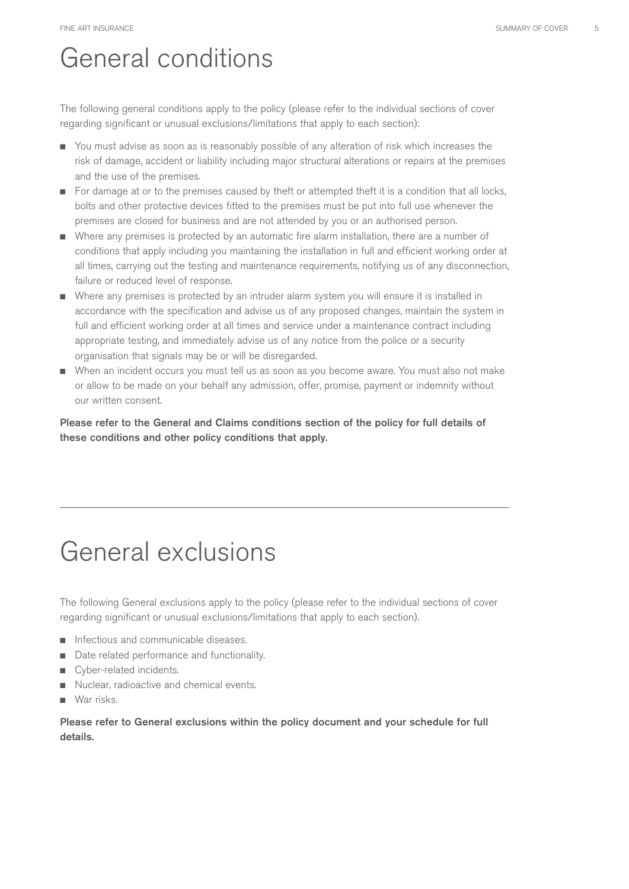# General conditions

The following general conditions apply to the policy (please refer to the individual sections of cover regarding significant or unusual exclusions/limitations that apply to each section):

- You must advise as soon as is reasonably possible of any alteration of risk which increases the risk of damage, accident or liability including major structural alterations or repairs at the premises and the use of the premises.
- For damage at or to the premises caused by theft or attempted theft it is a condition that all locks, bolts and other protective devices fitted to the premises must be put into full use whenever the premises are closed for business and are not attended by you or an authorised person.
- Where any premises is protected by an automatic fire alarm installation, there are a number of conditions that apply including you maintaining the installation in full and efficient working order at all times, carrying out the testing and maintenance requirements, notifying us of any disconnection, failure or reduced level of response.
- Where any premises is protected by an intruder alarm system you will ensure it is installed in accordance with the specification and advise us of any proposed changes, maintain the system in full and efficient working order at all times and service under a maintenance contract including appropriate testing, and immediately advise us of any notice from the police or a security organisation that signals may be or will be disregarded.
- When an incident occurs you must tell us as soon as you become aware. You must also not make or allow to be made on your behalf any admission, offer, promise, payment or indemnity without our written consent.

**Please refer to the General and Claims conditions section of the policy for full details of these conditions and other policy conditions that apply.**

# General exclusions

The following General exclusions apply to the policy (please refer to the individual sections of cover regarding significant or unusual exclusions/limitations that apply to each section).

- Infectious and communicable diseases.
- Date related performance and functionality.
- Cyber-related incidents.
- Nuclear, radioactive and chemical events.
- War risks.

**Please refer to General exclusions within the policy document and your schedule for full details.**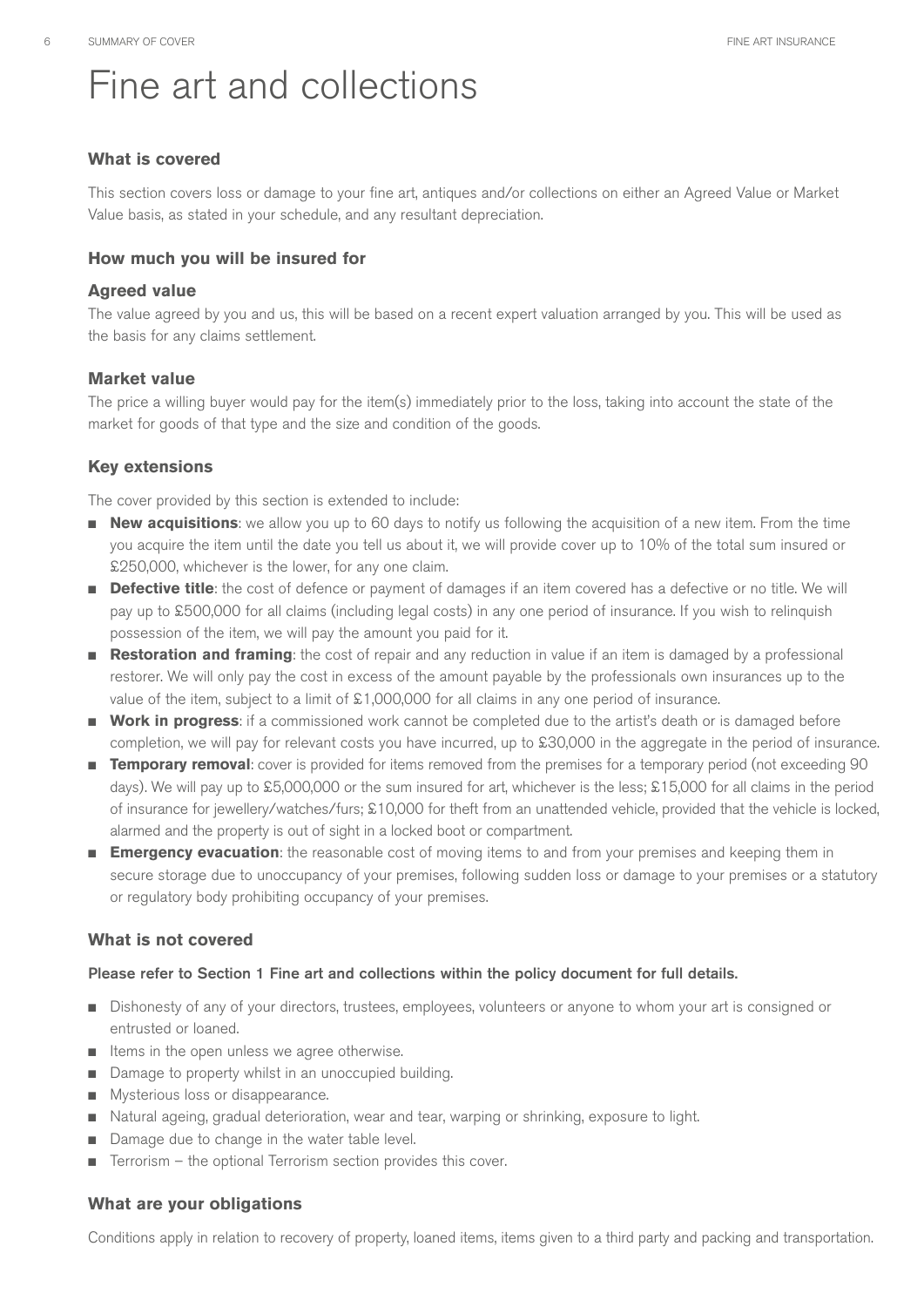# Fine art and collections

### What is covered

This section covers loss or damage to your fine art, antiques and/or collections on either an Agreed Value or Market Value basis, as stated in your schedule, and any resultant depreciation.

### How much you will be insured for

### Agreed value

The value agreed by you and us, this will be based on a recent expert valuation arranged by you. This will be used as the basis for any claims settlement.

### Market value

The price a willing buyer would pay for the item(s) immediately prior to the loss, taking into account the state of the market for goods of that type and the size and condition of the goods.

### Key extensions

The cover provided by this section is extended to include:

- **New acquisitions**: we allow you up to 60 days to notify us following the acquisition of a new item. From the time you acquire the item until the date you tell us about it, we will provide cover up to 10% of the total sum insured or £250,000, whichever is the lower, for any one claim.
- **Defective title**: the cost of defence or payment of damages if an item covered has a defective or no title. We will pay up to £500,000 for all claims (including legal costs) in any one period of insurance. If you wish to relinquish possession of the item, we will pay the amount you paid for it.
- **Restoration and framing**: the cost of repair and any reduction in value if an item is damaged by a professional restorer. We will only pay the cost in excess of the amount payable by the professionals own insurances up to the value of the item, subject to a limit of £1,000,000 for all claims in any one period of insurance.
- **Work in progress**: if a commissioned work cannot be completed due to the artist's death or is damaged before completion, we will pay for relevant costs you have incurred, up to £30,000 in the aggregate in the period of insurance.
- **Temporary removal**: cover is provided for items removed from the premises for a temporary period (not exceeding 90 days). We will pay up to £5,000,000 or the sum insured for art, whichever is the less; £15,000 for all claims in the period of insurance for jewellery/watches/furs; £10,000 for theft from an unattended vehicle, provided that the vehicle is locked, alarmed and the property is out of sight in a locked boot or compartment.
- **Emergency evacuation**: the reasonable cost of moving items to and from your premises and keeping them in secure storage due to unoccupancy of your premises, following sudden loss or damage to your premises or a statutory or regulatory body prohibiting occupancy of your premises.

### What is not covered

**Please refer to Section 1 Fine art and collections within the policy document for full details.**

- Dishonesty of any of your directors, trustees, employees, volunteers or anyone to whom your art is consigned or entrusted or loaned.
- Items in the open unless we agree otherwise.
- Damage to property whilst in an unoccupied building.
- Mysterious loss or disappearance.
- Natural ageing, gradual deterioration, wear and tear, warping or shrinking, exposure to light.
- Damage due to change in the water table level.
- Terrorism – the optional Terrorism section provides this cover.

### What are your obligations

Conditions apply in relation to recovery of property, loaned items, items given to a third party and packing and transportation.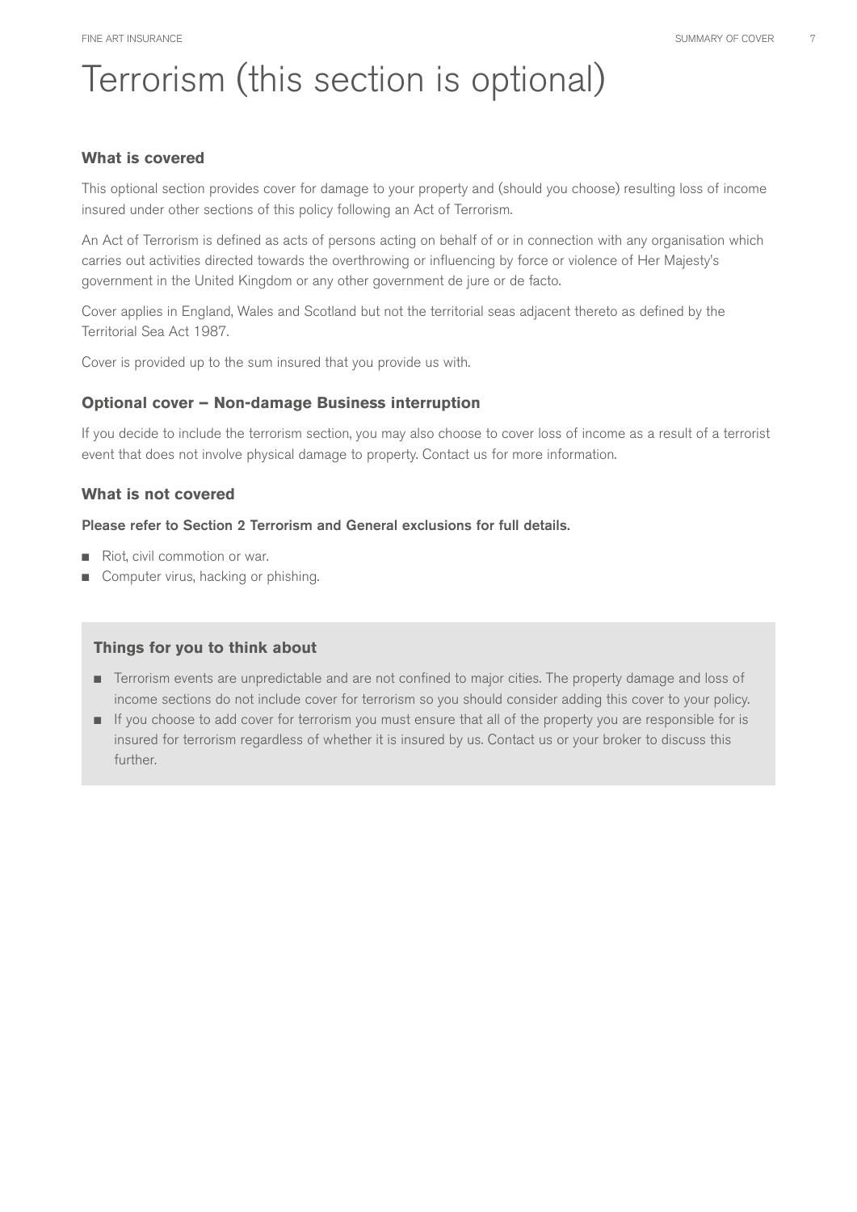# Terrorism (this section is optional)

### What is covered

This optional section provides cover for damage to your property and (should you choose) resulting loss of income insured under other sections of this policy following an Act of Terrorism.

An Act of Terrorism is defined as acts of persons acting on behalf of or in connection with any organisation which carries out activities directed towards the overthrowing or influencing by force or violence of Her Majesty's government in the United Kingdom or any other government de jure or de facto.

Cover applies in England, Wales and Scotland but not the territorial seas adjacent thereto as defined by the Territorial Sea Act 1987.

Cover is provided up to the sum insured that you provide us with.

### Optional cover – Non-damage Business interruption

If you decide to include the terrorism section, you may also choose to cover loss of income as a result of a terrorist event that does not involve physical damage to property. Contact us for more information.

### What is not covered

**Please refer to Section 2 Terrorism and General exclusions for full details.**

- Riot, civil commotion or war.
- Computer virus, hacking or phishing.

### Things for you to think about

- Terrorism events are unpredictable and are not confined to major cities. The property damage and loss of income sections do not include cover for terrorism so you should consider adding this cover to your policy.
- If you choose to add cover for terrorism you must ensure that all of the property you are responsible for is insured for terrorism regardless of whether it is insured by us. Contact us or your broker to discuss this further.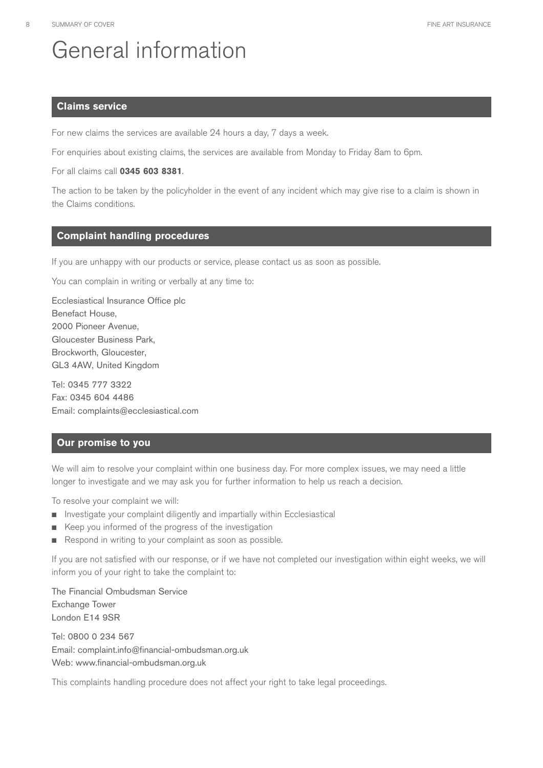# General information

## Claims service

For new claims the services are available 24 hours a day, 7 days a week.

For enquiries about existing claims, the services are available from Monday to Friday 8am to 6pm.

For all claims call **0345 603 8381**.

The action to be taken by the policyholder in the event of any incident which may give rise to a claim is shown in the Claims conditions.

## Complaint handling procedures

If you are unhappy with our products or service, please contact us as soon as possible.

You can complain in writing or verbally at any time to:

Ecclesiastical Insurance Office plc
Benefact House,
2000 Pioneer Avenue,
Gloucester Business Park,
Brockworth, Gloucester,
GL3 4AW, United Kingdom

Tel: 0345 777 3322
Fax: 0345 604 4486
Email: complaints@ecclesiastical.com

## Our promise to you

We will aim to resolve your complaint within one business day. For more complex issues, we may need a little longer to investigate and we may ask you for further information to help us reach a decision.

To resolve your complaint we will:

- Investigate your complaint diligently and impartially within Ecclesiastical
- Keep you informed of the progress of the investigation
- Respond in writing to your complaint as soon as possible.

If you are not satisfied with our response, or if we have not completed our investigation within eight weeks, we will inform you of your right to take the complaint to:

The Financial Ombudsman Service
Exchange Tower
London E14 9SR

Tel: 0800 0 234 567
Email: complaint.info@financial-ombudsman.org.uk
Web: www.financial-ombudsman.org.uk

This complaints handling procedure does not affect your right to take legal proceedings.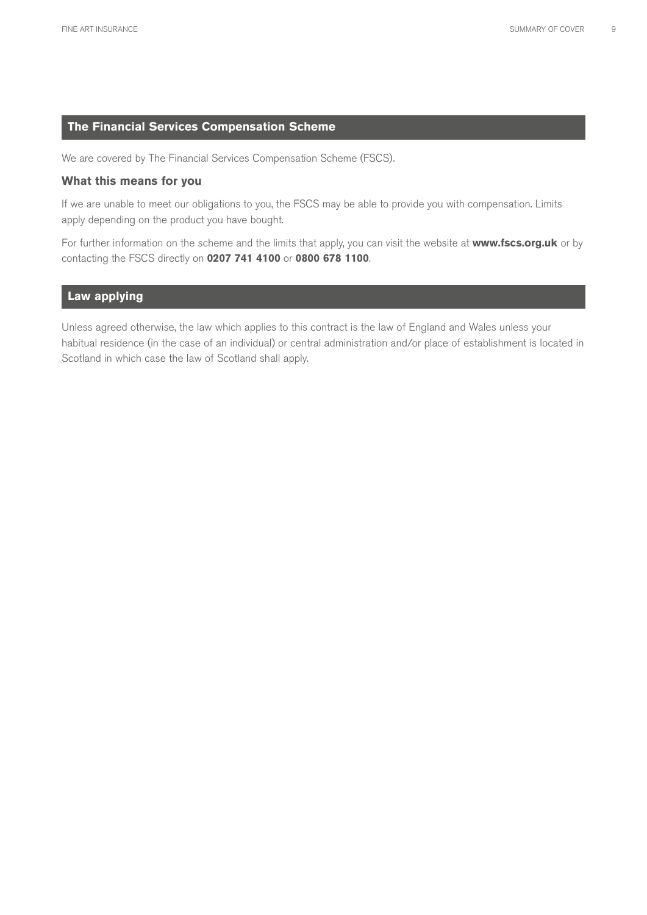## The Financial Services Compensation Scheme

We are covered by The Financial Services Compensation Scheme (FSCS).

### What this means for you

If we are unable to meet our obligations to you, the FSCS may be able to provide you with compensation. Limits apply depending on the product you have bought.

For further information on the scheme and the limits that apply, you can visit the website at **www.fscs.org.uk** or by contacting the FSCS directly on **0207 741 4100** or **0800 678 1100**.

## Law applying

Unless agreed otherwise, the law which applies to this contract is the law of England and Wales unless your habitual residence (in the case of an individual) or central administration and/or place of establishment is located in Scotland in which case the law of Scotland shall apply.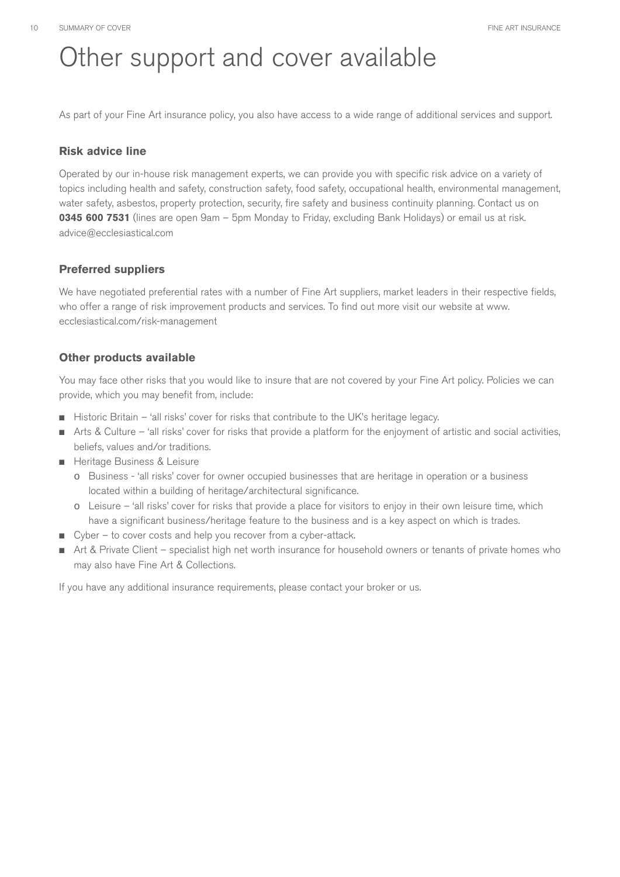# Other support and cover available

As part of your Fine Art insurance policy, you also have access to a wide range of additional services and support.

### Risk advice line

Operated by our in-house risk management experts, we can provide you with specific risk advice on a variety of topics including health and safety, construction safety, food safety, occupational health, environmental management, water safety, asbestos, property protection, security, fire safety and business continuity planning. Contact us on **0345 600 7531** (lines are open 9am – 5pm Monday to Friday, excluding Bank Holidays) or email us at risk.advice@ecclesiastical.com

### Preferred suppliers

We have negotiated preferential rates with a number of Fine Art suppliers, market leaders in their respective fields, who offer a range of risk improvement products and services. To find out more visit our website at www.ecclesiastical.com/risk-management

### Other products available

You may face other risks that you would like to insure that are not covered by your Fine Art policy. Policies we can provide, which you may benefit from, include:

- Historic Britain – 'all risks' cover for risks that contribute to the UK's heritage legacy.
- Arts & Culture – 'all risks' cover for risks that provide a platform for the enjoyment of artistic and social activities, beliefs, values and/or traditions.
- Heritage Business & Leisure
    - Business - 'all risks' cover for owner occupied businesses that are heritage in operation or a business located within a building of heritage/architectural significance.
    - Leisure – 'all risks' cover for risks that provide a place for visitors to enjoy in their own leisure time, which have a significant business/heritage feature to the business and is a key aspect on which is trades.
- Cyber – to cover costs and help you recover from a cyber-attack.
- Art & Private Client – specialist high net worth insurance for household owners or tenants of private homes who may also have Fine Art & Collections.

If you have any additional insurance requirements, please contact your broker or us.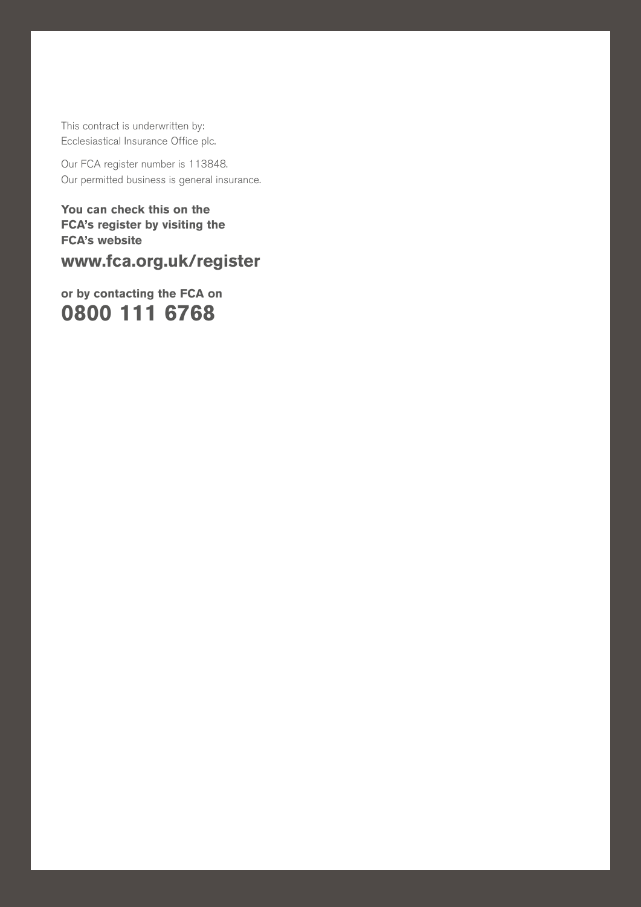This contract is underwritten by:
Ecclesiastical Insurance Office plc.

Our FCA register number is 113848.
Our permitted business is general insurance.

**You can check this on the FCA's register by visiting the FCA's website**

**www.fca.org.uk/register**

**or by contacting the FCA on**

**0800 111 6768**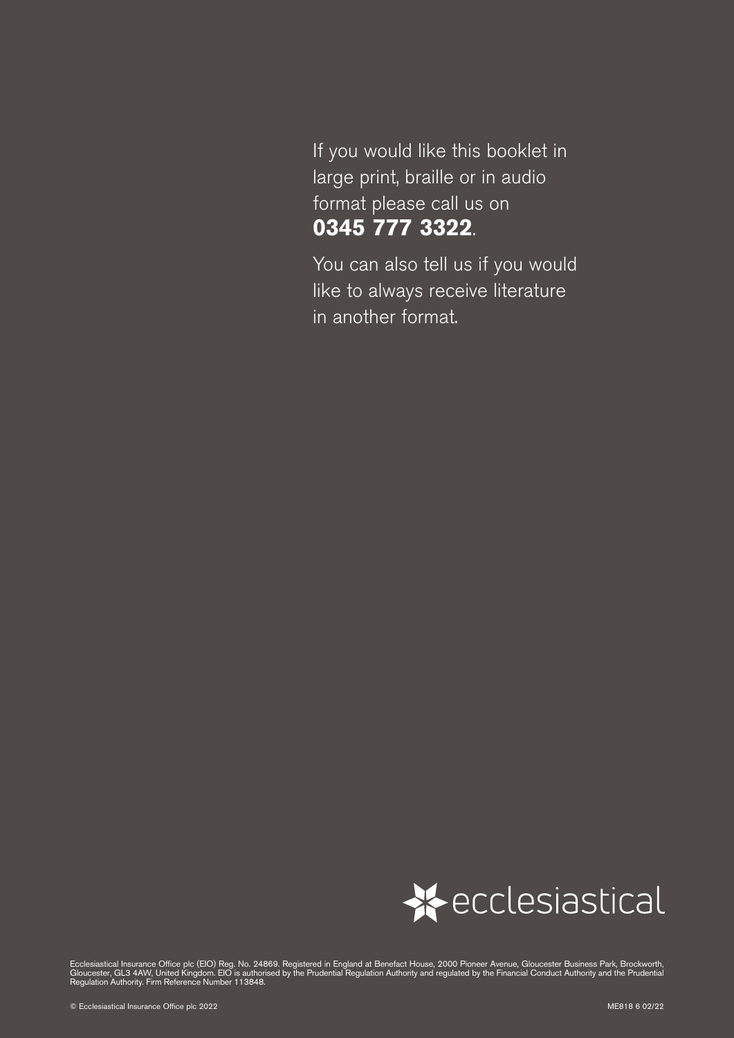If you would like this booklet in large print, braille or in audio format please call us on **0345 777 3322**.

You can also tell us if you would like to always receive literature in another format.

ecclesiastical

Ecclesiastical Insurance Office plc (EIO) Reg. No. 24869. Registered in England at Benefact House, 2000 Pioneer Avenue, Gloucester Business Park, Brockworth, Gloucester, GL3 4AW, United Kingdom. EIO is authorised by the Prudential Regulation Authority and regulated by the Financial Conduct Authority and the Prudential Regulation Authority. Firm Reference Number 113848.

© Ecclesiastical Insurance Office plc 2022

ME818 6 02/22